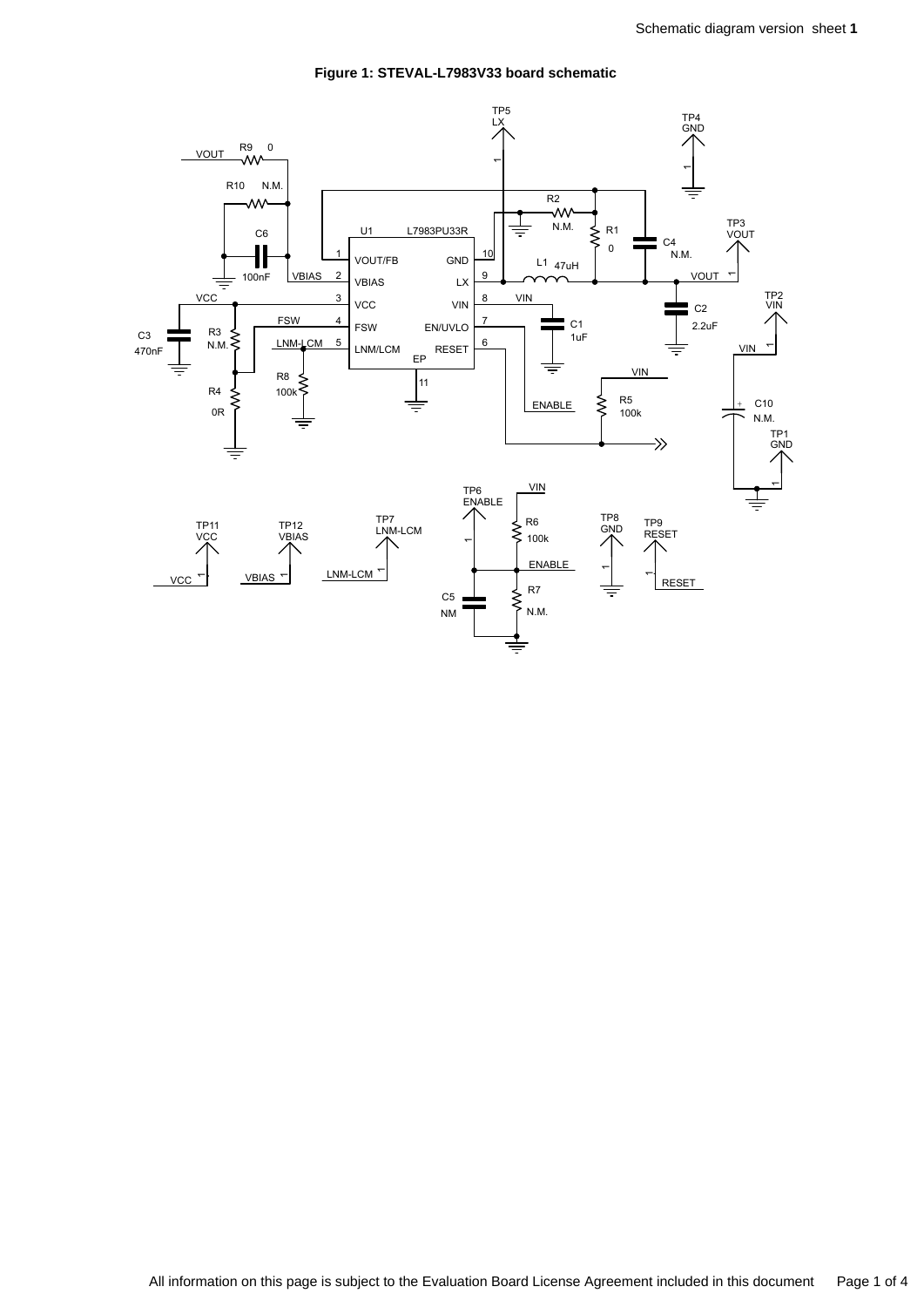**Figure 1: STEVAL-L7983V33 board schematic**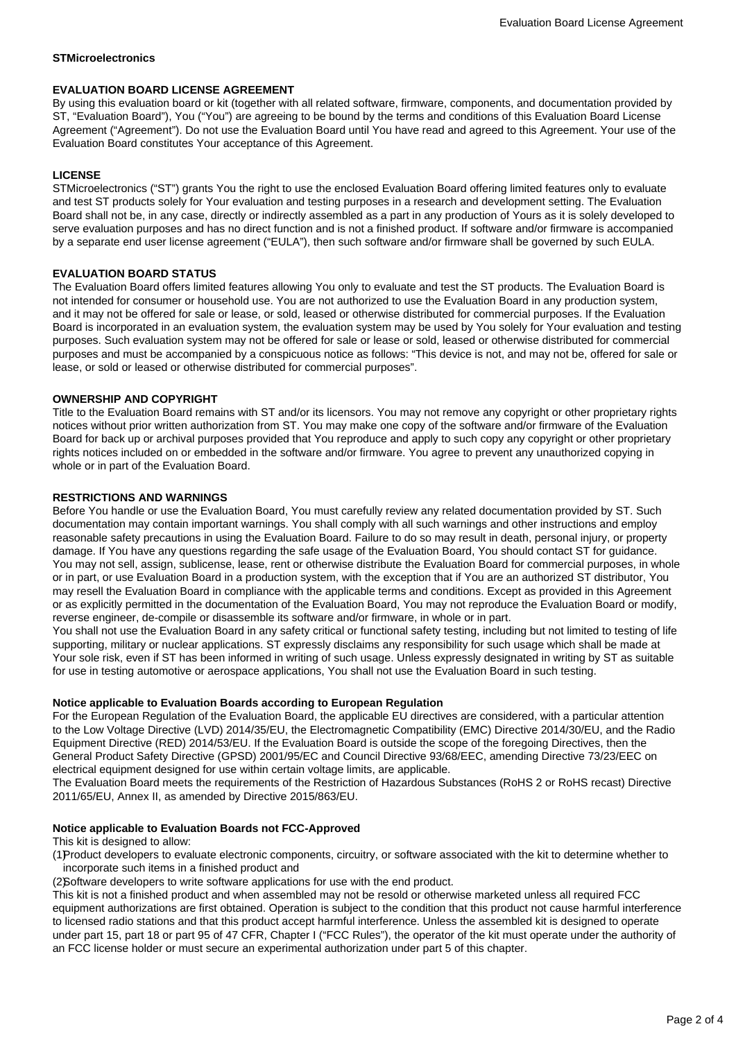**STMicroelectronics**

## EVALUATION BOARD LICENSE AGREEMENT

By using this evaluation board or kit (together with all related software, firmware, components, and documentation provided by ST, “Evaluation Board”), You (“You”) are agreeing to be bound by the terms and conditions of this Evaluation Board License Agreement (“Agreement”). Do not use the Evaluation Board until You have read and agreed to this Agreement. Your use of the Evaluation Board constitutes Your acceptance of this Agreement.

## LICENSE

STMicroelectronics (“ST”) grants You the right to use the enclosed Evaluation Board offering limited features only to evaluate and test ST products solely for Your evaluation and testing purposes in a research and development setting. The Evaluation Board shall not be, in any case, directly or indirectly assembled as a part in any production of Yours as it is solely developed to serve evaluation purposes and has no direct function and is not a finished product. If software and/or firmware is accompanied by a separate end user license agreement (“EULA”), then such software and/or firmware shall be governed by such EULA.

## EVALUATION BOARD STATUS

The Evaluation Board offers limited features allowing You only to evaluate and test the ST products. The Evaluation Board is not intended for consumer or household use. You are not authorized to use the Evaluation Board in any production system, and it may not be offered for sale or lease, or sold, leased or otherwise distributed for commercial purposes. If the Evaluation Board is incorporated in an evaluation system, the evaluation system may be used by You solely for Your evaluation and testing purposes. Such evaluation system may not be offered for sale or lease or sold, leased or otherwise distributed for commercial purposes and must be accompanied by a conspicuous notice as follows: “This device is not, and may not be, offered for sale or lease, or sold or leased or otherwise distributed for commercial purposes”.

## OWNERSHIP AND COPYRIGHT

Title to the Evaluation Board remains with ST and/or its licensors. You may not remove any copyright or other proprietary rights notices without prior written authorization from ST. You may make one copy of the software and/or firmware of the Evaluation Board for back up or archival purposes provided that You reproduce and apply to such copy any copyright or other proprietary rights notices included on or embedded in the software and/or firmware. You agree to prevent any unauthorized copying in whole or in part of the Evaluation Board.

## RESTRICTIONS AND WARNINGS

Before You handle or use the Evaluation Board, You must carefully review any related documentation provided by ST. Such documentation may contain important warnings. You shall comply with all such warnings and other instructions and employ reasonable safety precautions in using the Evaluation Board. Failure to do so may result in death, personal injury, or property damage. If You have any questions regarding the safe usage of the Evaluation Board, You should contact ST for guidance. You may not sell, assign, sublicense, lease, rent or otherwise distribute the Evaluation Board for commercial purposes, in whole or in part, or use Evaluation Board in a production system, with the exception that if You are an authorized ST distributor, You may resell the Evaluation Board in compliance with the applicable terms and conditions. Except as provided in this Agreement or as explicitly permitted in the documentation of the Evaluation Board, You may not reproduce the Evaluation Board or modify, reverse engineer, de-compile or disassemble its software and/or firmware, in whole or in part.

You shall not use the Evaluation Board in any safety critical or functional safety testing, including but not limited to testing of life supporting, military or nuclear applications. ST expressly disclaims any responsibility for such usage which shall be made at Your sole risk, even if ST has been informed in writing of such usage. Unless expressly designated in writing by ST as suitable for use in testing automotive or aerospace applications, You shall not use the Evaluation Board in such testing.

### Notice applicable to Evaluation Boards according to European Regulation

For the European Regulation of the Evaluation Board, the applicable EU directives are considered, with a particular attention to the Low Voltage Directive (LVD) 2014/35/EU, the Electromagnetic Compatibility (EMC) Directive 2014/30/EU, and the Radio Equipment Directive (RED) 2014/53/EU. If the Evaluation Board is outside the scope of the foregoing Directives, then the General Product Safety Directive (GPSD) 2001/95/EC and Council Directive 93/68/EEC, amending Directive 73/23/EEC on electrical equipment designed for use within certain voltage limits, are applicable.

The Evaluation Board meets the requirements of the Restriction of Hazardous Substances (RoHS 2 or RoHS recast) Directive 2011/65/EU, Annex II, as amended by Directive 2015/863/EU.

### Notice applicable to Evaluation Boards not FCC-Approved

This kit is designed to allow:

(1) Product developers to evaluate electronic components, circuitry, or software associated with the kit to determine whether to incorporate such items in a finished product and

(2) Software developers to write software applications for use with the end product.

This kit is not a finished product and when assembled may not be resold or otherwise marketed unless all required FCC equipment authorizations are first obtained. Operation is subject to the condition that this product not cause harmful interference to licensed radio stations and that this product accept harmful interference. Unless the assembled kit is designed to operate under part 15, part 18 or part 95 of 47 CFR, Chapter I (“FCC Rules”), the operator of the kit must operate under the authority of an FCC license holder or must secure an experimental authorization under part 5 of this chapter.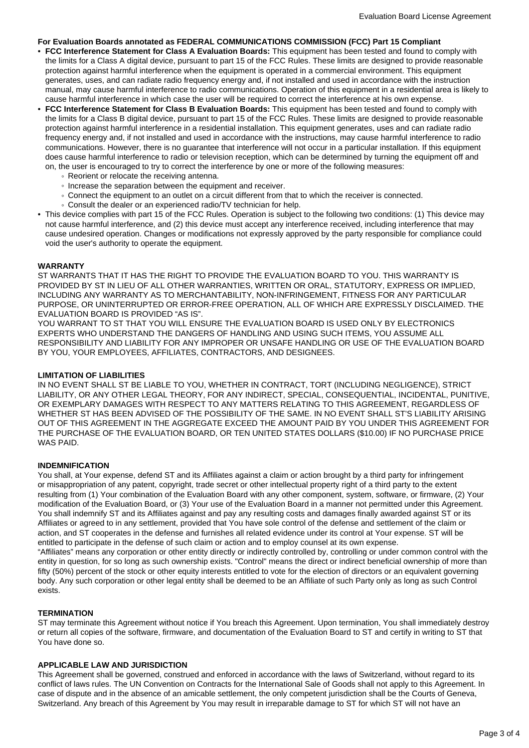**For Evaluation Boards annotated as FEDERAL COMMUNICATIONS COMMISSION (FCC) Part 15 Compliant**

- **FCC Interference Statement for Class A Evaluation Boards:** This equipment has been tested and found to comply with the limits for a Class A digital device, pursuant to part 15 of the FCC Rules. These limits are designed to provide reasonable protection against harmful interference when the equipment is operated in a commercial environment. This equipment generates, uses, and can radiate radio frequency energy and, if not installed and used in accordance with the instruction manual, may cause harmful interference to radio communications. Operation of this equipment in a residential area is likely to cause harmful interference in which case the user will be required to correct the interference at his own expense.
- **FCC Interference Statement for Class B Evaluation Boards:** This equipment has been tested and found to comply with the limits for a Class B digital device, pursuant to part 15 of the FCC Rules. These limits are designed to provide reasonable protection against harmful interference in a residential installation. This equipment generates, uses and can radiate radio frequency energy and, if not installed and used in accordance with the instructions, may cause harmful interference to radio communications. However, there is no guarantee that interference will not occur in a particular installation. If this equipment does cause harmful interference to radio or television reception, which can be determined by turning the equipment off and on, the user is encouraged to try to correct the interference by one or more of the following measures:
    - Reorient or relocate the receiving antenna.
    - Increase the separation between the equipment and receiver.
    - Connect the equipment to an outlet on a circuit different from that to which the receiver is connected.
    - Consult the dealer or an experienced radio/TV technician for help.
- This device complies with part 15 of the FCC Rules. Operation is subject to the following two conditions: (1) This device may not cause harmful interference, and (2) this device must accept any interference received, including interference that may cause undesired operation. Changes or modifications not expressly approved by the party responsible for compliance could void the user's authority to operate the equipment.

**WARRANTY**

ST WARRANTS THAT IT HAS THE RIGHT TO PROVIDE THE EVALUATION BOARD TO YOU. THIS WARRANTY IS PROVIDED BY ST IN LIEU OF ALL OTHER WARRANTIES, WRITTEN OR ORAL, STATUTORY, EXPRESS OR IMPLIED, INCLUDING ANY WARRANTY AS TO MERCHANTABILITY, NON-INFRINGEMENT, FITNESS FOR ANY PARTICULAR PURPOSE, OR UNINTERRUPTED OR ERROR-FREE OPERATION, ALL OF WHICH ARE EXPRESSLY DISCLAIMED. THE EVALUATION BOARD IS PROVIDED "AS IS".

YOU WARRANT TO ST THAT YOU WILL ENSURE THE EVALUATION BOARD IS USED ONLY BY ELECTRONICS EXPERTS WHO UNDERSTAND THE DANGERS OF HANDLING AND USING SUCH ITEMS, YOU ASSUME ALL RESPONSIBILITY AND LIABILITY FOR ANY IMPROPER OR UNSAFE HANDLING OR USE OF THE EVALUATION BOARD BY YOU, YOUR EMPLOYEES, AFFILIATES, CONTRACTORS, AND DESIGNEES.

**LIMITATION OF LIABILITIES**

IN NO EVENT SHALL ST BE LIABLE TO YOU, WHETHER IN CONTRACT, TORT (INCLUDING NEGLIGENCE), STRICT LIABILITY, OR ANY OTHER LEGAL THEORY, FOR ANY INDIRECT, SPECIAL, CONSEQUENTIAL, INCIDENTAL, PUNITIVE, OR EXEMPLARY DAMAGES WITH RESPECT TO ANY MATTERS RELATING TO THIS AGREEMENT, REGARDLESS OF WHETHER ST HAS BEEN ADVISED OF THE POSSIBILITY OF THE SAME. IN NO EVENT SHALL ST'S LIABILITY ARISING OUT OF THIS AGREEMENT IN THE AGGREGATE EXCEED THE AMOUNT PAID BY YOU UNDER THIS AGREEMENT FOR THE PURCHASE OF THE EVALUATION BOARD, OR TEN UNITED STATES DOLLARS ($10.00) IF NO PURCHASE PRICE WAS PAID.

**INDEMNIFICATION**

You shall, at Your expense, defend ST and its Affiliates against a claim or action brought by a third party for infringement or misappropriation of any patent, copyright, trade secret or other intellectual property right of a third party to the extent resulting from (1) Your combination of the Evaluation Board with any other component, system, software, or firmware, (2) Your modification of the Evaluation Board, or (3) Your use of the Evaluation Board in a manner not permitted under this Agreement. You shall indemnify ST and its Affiliates against and pay any resulting costs and damages finally awarded against ST or its Affiliates or agreed to in any settlement, provided that You have sole control of the defense and settlement of the claim or action, and ST cooperates in the defense and furnishes all related evidence under its control at Your expense. ST will be entitled to participate in the defense of such claim or action and to employ counsel at its own expense.

"Affiliates" means any corporation or other entity directly or indirectly controlled by, controlling or under common control with the entity in question, for so long as such ownership exists. "Control" means the direct or indirect beneficial ownership of more than fifty (50%) percent of the stock or other equity interests entitled to vote for the election of directors or an equivalent governing body. Any such corporation or other legal entity shall be deemed to be an Affiliate of such Party only as long as such Control exists.

**TERMINATION**

ST may terminate this Agreement without notice if You breach this Agreement. Upon termination, You shall immediately destroy or return all copies of the software, firmware, and documentation of the Evaluation Board to ST and certify in writing to ST that You have done so.

**APPLICABLE LAW AND JURISDICTION**

This Agreement shall be governed, construed and enforced in accordance with the laws of Switzerland, without regard to its conflict of laws rules. The UN Convention on Contracts for the International Sale of Goods shall not apply to this Agreement. In case of dispute and in the absence of an amicable settlement, the only competent jurisdiction shall be the Courts of Geneva, Switzerland. Any breach of this Agreement by You may result in irreparable damage to ST for which ST will not have an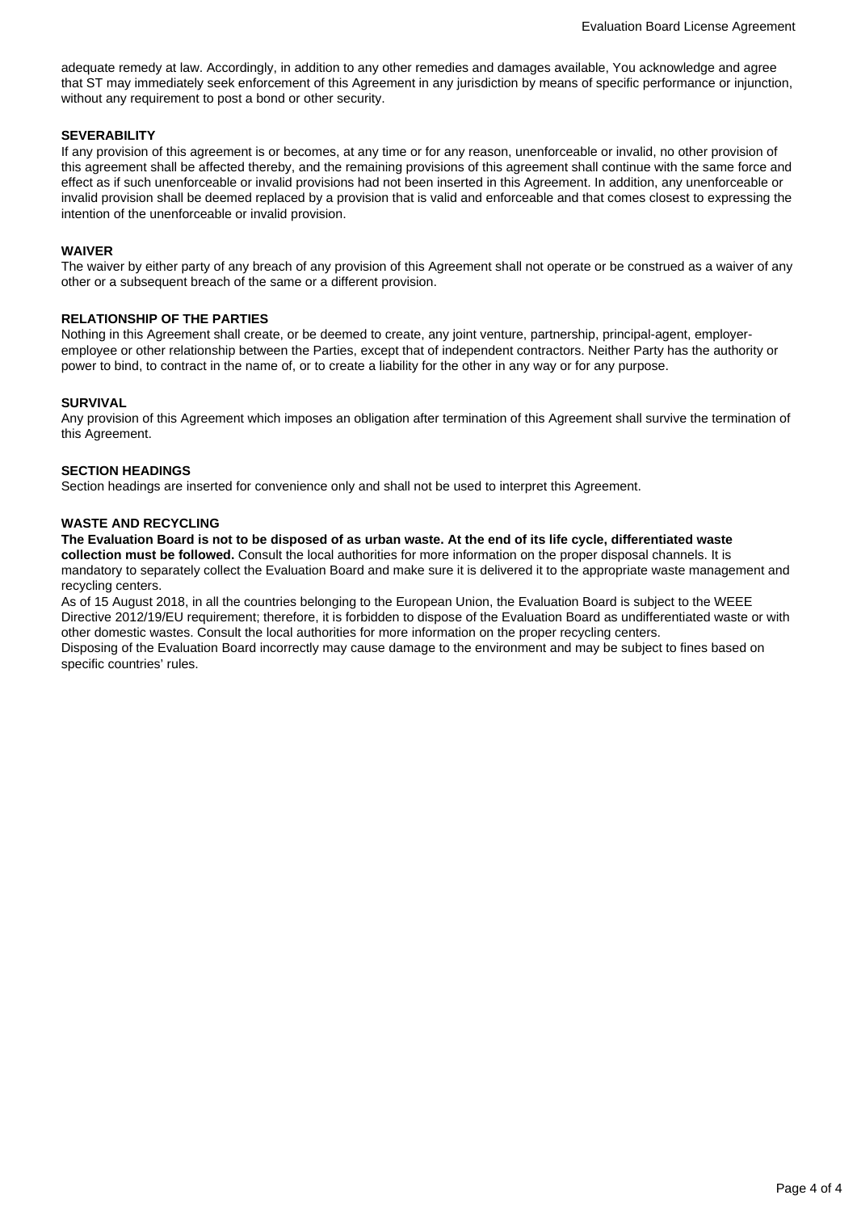adequate remedy at law. Accordingly, in addition to any other remedies and damages available, You acknowledge and agree that ST may immediately seek enforcement of this Agreement in any jurisdiction by means of specific performance or injunction, without any requirement to post a bond or other security.

**SEVERABILITY**

If any provision of this agreement is or becomes, at any time or for any reason, unenforceable or invalid, no other provision of this agreement shall be affected thereby, and the remaining provisions of this agreement shall continue with the same force and effect as if such unenforceable or invalid provisions had not been inserted in this Agreement. In addition, any unenforceable or invalid provision shall be deemed replaced by a provision that is valid and enforceable and that comes closest to expressing the intention of the unenforceable or invalid provision.

**WAIVER**

The waiver by either party of any breach of any provision of this Agreement shall not operate or be construed as a waiver of any other or a subsequent breach of the same or a different provision.

**RELATIONSHIP OF THE PARTIES**

Nothing in this Agreement shall create, or be deemed to create, any joint venture, partnership, principal-agent, employer-employee or other relationship between the Parties, except that of independent contractors. Neither Party has the authority or power to bind, to contract in the name of, or to create a liability for the other in any way or for any purpose.

**SURVIVAL**

Any provision of this Agreement which imposes an obligation after termination of this Agreement shall survive the termination of this Agreement.

**SECTION HEADINGS**

Section headings are inserted for convenience only and shall not be used to interpret this Agreement.

**WASTE AND RECYCLING**

**The Evaluation Board is not to be disposed of as urban waste. At the end of its life cycle, differentiated waste collection must be followed.** Consult the local authorities for more information on the proper disposal channels. It is mandatory to separately collect the Evaluation Board and make sure it is delivered it to the appropriate waste management and recycling centers.

As of 15 August 2018, in all the countries belonging to the European Union, the Evaluation Board is subject to the WEEE Directive 2012/19/EU requirement; therefore, it is forbidden to dispose of the Evaluation Board as undifferentiated waste or with other domestic wastes. Consult the local authorities for more information on the proper recycling centers.

Disposing of the Evaluation Board incorrectly may cause damage to the environment and may be subject to fines based on specific countries' rules.